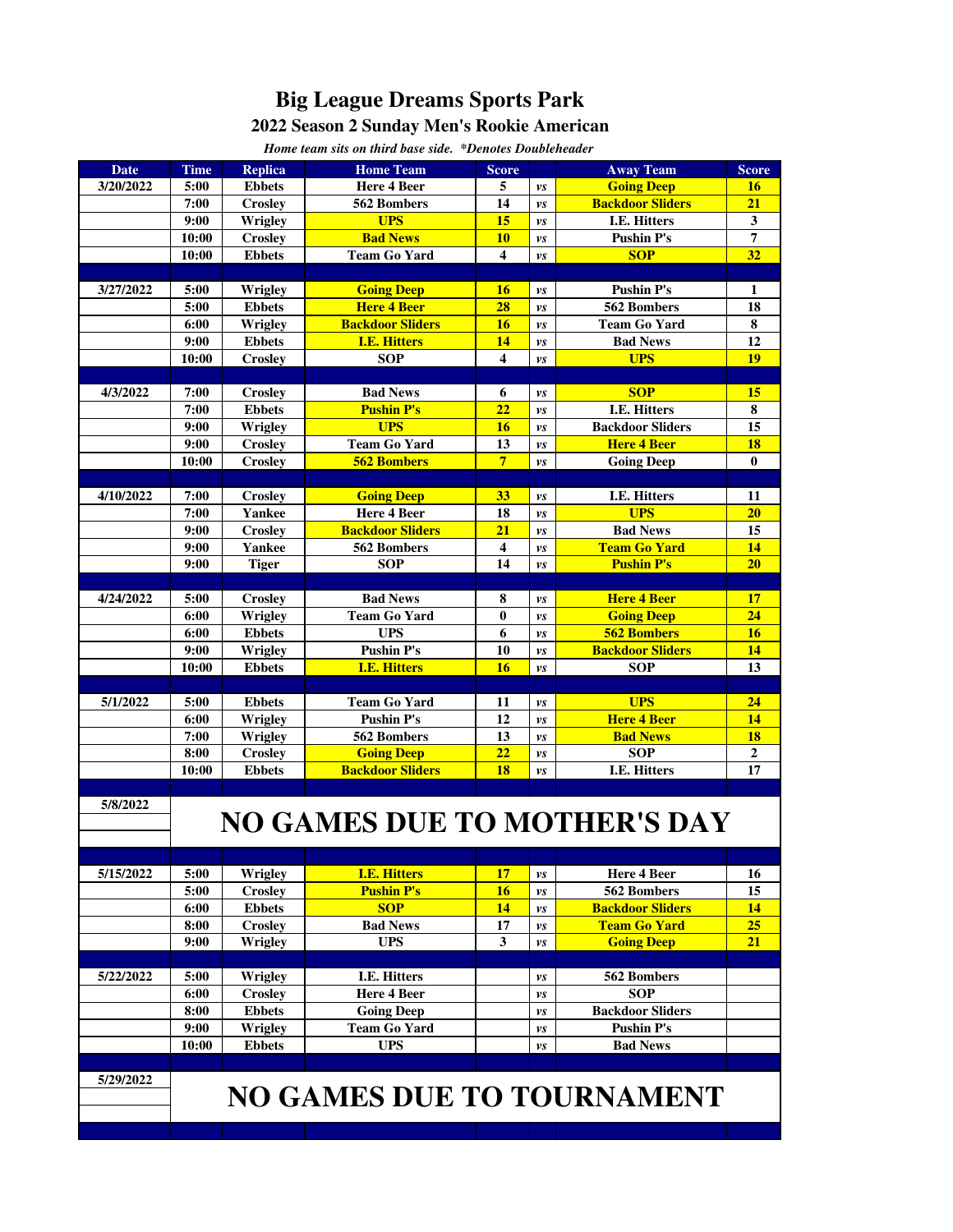# Big League Dreams Sports Park

## 2022 Season 2 Sunday Men's Rookie American

*Home team sits on third base side. *Denotes Doubleheader*

| Date | Time | Replica | Home Team | Score | | Away Team | Score |
|---|---|---|---|---|---|---|---|
| 3/20/2022 | 5:00 | Ebbets | Here 4 Beer | 5 | *vs* | **Going Deep** | **16** |
| | 7:00 | Crosley | 562 Bombers | 14 | *vs* | **Backdoor Sliders** | **21** |
| | 9:00 | Wrigley | **UPS** | **15** | *vs* | I.E. Hitters | 3 |
| | 10:00 | Crosley | **Bad News** | **10** | *vs* | Pushin P's | 7 |
| | 10:00 | Ebbets | Team Go Yard | 4 | *vs* | **SOP** | **32** |
| | | | | | | | |
| 3/27/2022 | 5:00 | Wrigley | **Going Deep** | **16** | *vs* | Pushin P's | 1 |
| | 5:00 | Ebbets | **Here 4 Beer** | **28** | *vs* | 562 Bombers | 18 |
| | 6:00 | Wrigley | **Backdoor Sliders** | **16** | *vs* | Team Go Yard | 8 |
| | 9:00 | Ebbets | **I.E. Hitters** | **14** | *vs* | Bad News | 12 |
| | 10:00 | Crosley | SOP | 4 | *vs* | **UPS** | **19** |
| | | | | | | | |
| 4/3/2022 | 7:00 | Crosley | Bad News | 6 | *vs* | **SOP** | **15** |
| | 7:00 | Ebbets | **Pushin P's** | **22** | *vs* | I.E. Hitters | 8 |
| | 9:00 | Wrigley | **UPS** | **16** | *vs* | Backdoor Sliders | 15 |
| | 9:00 | Crosley | Team Go Yard | 13 | *vs* | **Here 4 Beer** | **18** |
| | 10:00 | Crosley | **562 Bombers** | **7** | *vs* | Going Deep | 0 |
| | | | | | | | |
| 4/10/2022 | 7:00 | Crosley | **Going Deep** | **33** | *vs* | I.E. Hitters | 11 |
| | 7:00 | Yankee | Here 4 Beer | 18 | *vs* | **UPS** | **20** |
| | 9:00 | Crosley | **Backdoor Sliders** | **21** | *vs* | Bad News | 15 |
| | 9:00 | Yankee | 562 Bombers | 4 | *vs* | **Team Go Yard** | **14** |
| | 9:00 | Tiger | SOP | 14 | *vs* | **Pushin P's** | **20** |
| | | | | | | | |
| 4/24/2022 | 5:00 | Crosley | Bad News | 8 | *vs* | **Here 4 Beer** | **17** |
| | 6:00 | Wrigley | Team Go Yard | 0 | *vs* | **Going Deep** | **24** |
| | 6:00 | Ebbets | UPS | 6 | *vs* | **562 Bombers** | **16** |
| | 9:00 | Wrigley | Pushin P's | 10 | *vs* | **Backdoor Sliders** | **14** |
| | 10:00 | Ebbets | **I.E. Hitters** | **16** | *vs* | SOP | 13 |
| | | | | | | | |
| 5/1/2022 | 5:00 | Ebbets | Team Go Yard | 11 | *vs* | **UPS** | **24** |
| | 6:00 | Wrigley | Pushin P's | 12 | *vs* | **Here 4 Beer** | **14** |
| | 7:00 | Wrigley | 562 Bombers | 13 | *vs* | **Bad News** | **18** |
| | 8:00 | Crosley | **Going Deep** | **22** | *vs* | SOP | 2 |
| | 10:00 | Ebbets | **Backdoor Sliders** | **18** | *vs* | I.E. Hitters | 17 |
| | | | | | | | |
| 5/8/2022 | NO GAMES DUE TO MOTHER'S DAY | | | | | | |
| | | | | | | | |
| 5/15/2022 | 5:00 | Wrigley | **I.E. Hitters** | **17** | *vs* | Here 4 Beer | 16 |
| | 5:00 | Crosley | **Pushin P's** | **16** | *vs* | 562 Bombers | 15 |
| | 6:00 | Ebbets | **SOP** | **14** | *vs* | **Backdoor Sliders** | **14** |
| | 8:00 | Crosley | Bad News | 17 | *vs* | **Team Go Yard** | **25** |
| | 9:00 | Wrigley | UPS | 3 | *vs* | **Going Deep** | **21** |
| | | | | | | | |
| 5/22/2022 | 5:00 | Wrigley | I.E. Hitters | | *vs* | 562 Bombers | |
| | 6:00 | Crosley | Here 4 Beer | | *vs* | SOP | |
| | 8:00 | Ebbets | Going Deep | | *vs* | Backdoor Sliders | |
| | 9:00 | Wrigley | Team Go Yard | | *vs* | Pushin P's | |
| | 10:00 | Ebbets | UPS | | *vs* | Bad News | |
| | | | | | | | |
| 5/29/2022 | NO GAMES DUE TO TOURNAMENT | | | | | | |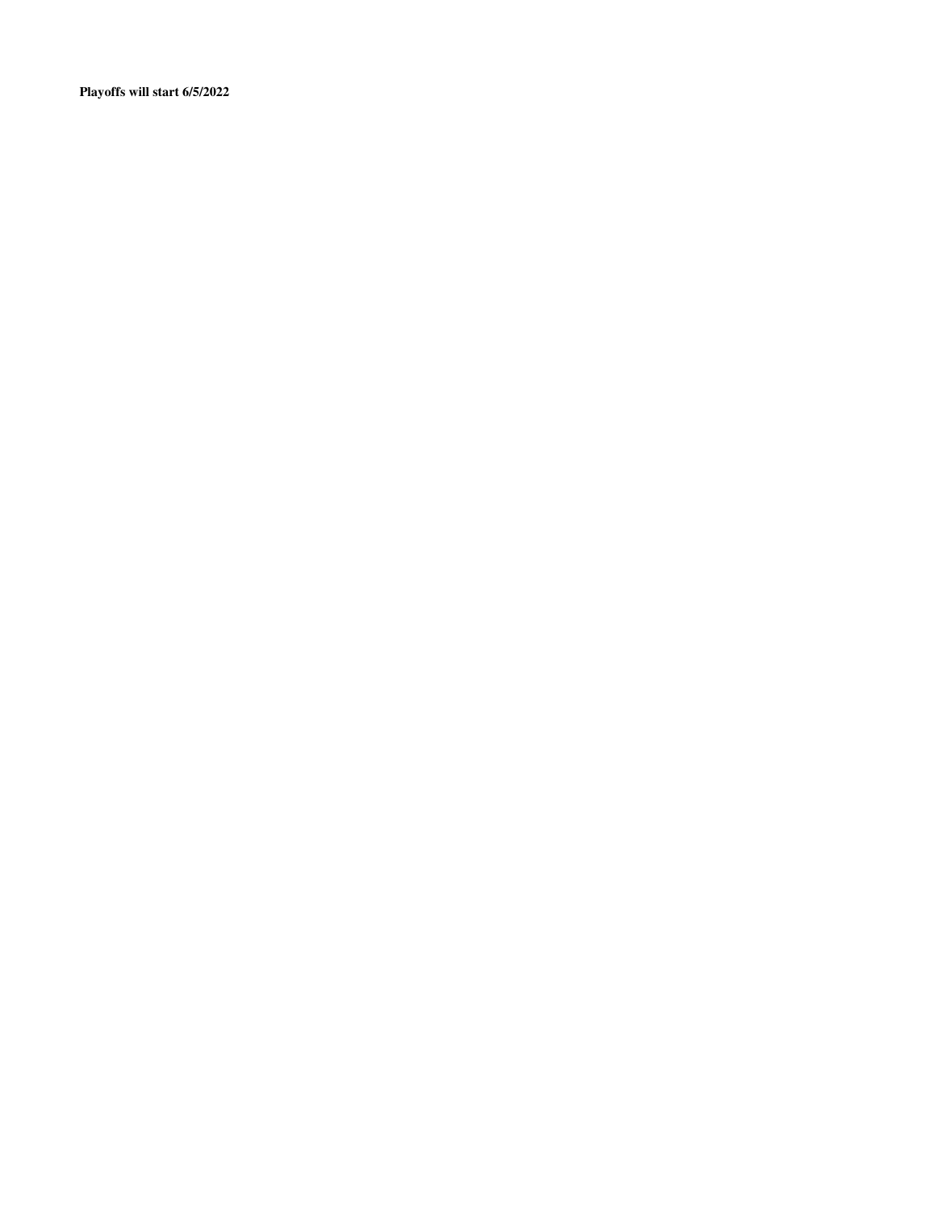**Playoffs will start 6/5/2022**